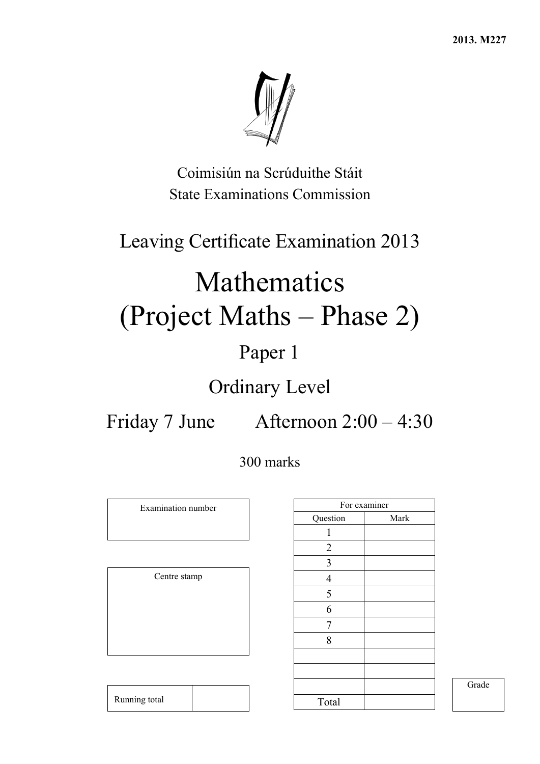2013. M227

Coimisiún na Scrúduithe Stáit

State Examinations Commission

# Leaving Certificate Examination 2013

# Mathematics (Project Maths – Phase 2)

## Paper 1

## Ordinary Level

Friday 7 June Afternoon 2:00 – 4:30

300 marks

| Examination number |
|---|
| |

| Centre stamp |
|---|
| |

| Running total | |
|---|---|

| For examiner | |
|---|---|
| Question | Mark |
| 1 | |
| 2 | |
| 3 | |
| 4 | |
| 5 | |
| 6 | |
| 7 | |
| 8 | |
| | |
| | |
| | |
| Total | |

| Grade |
|---|
| |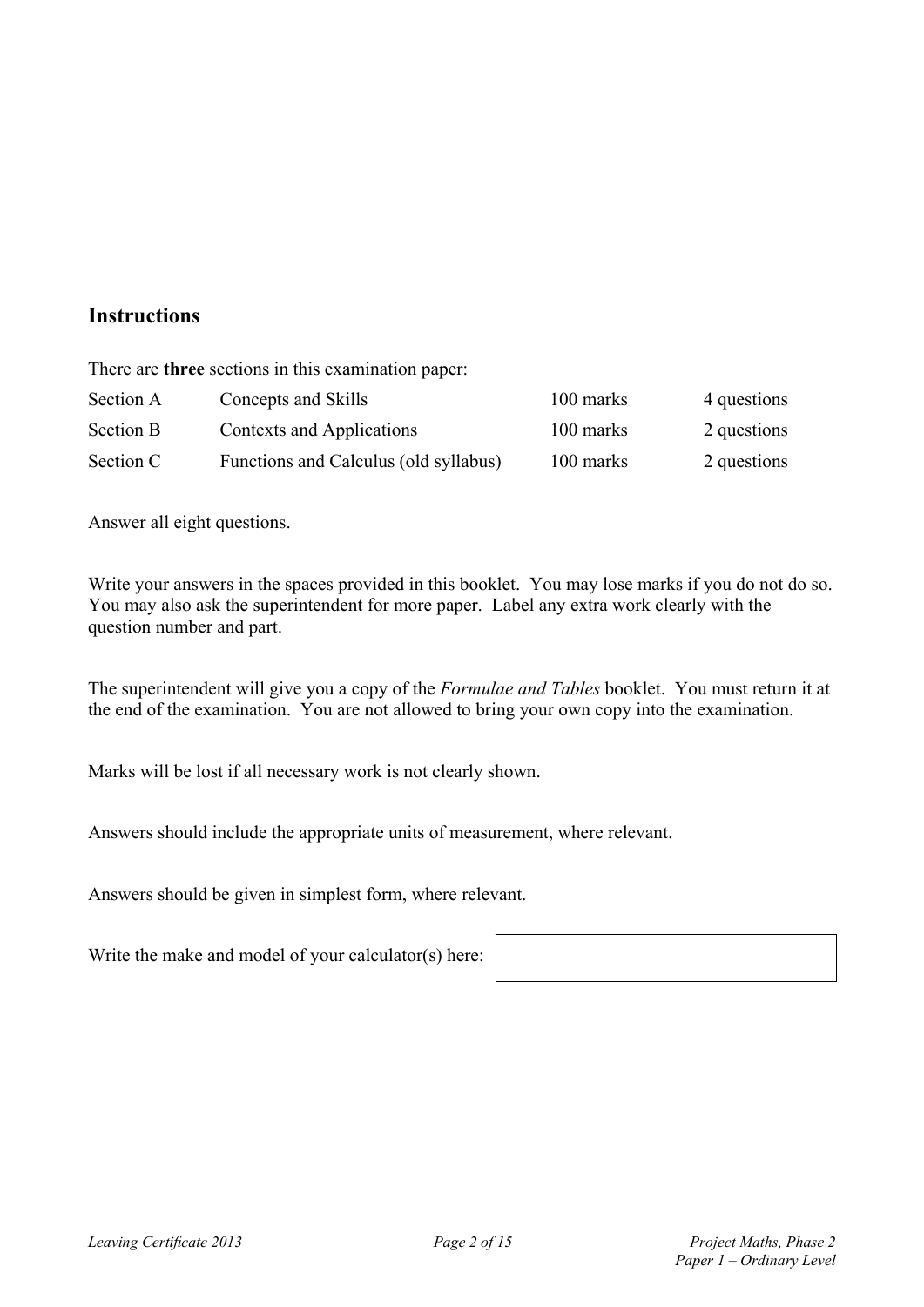## Instructions

There are **three** sections in this examination paper:

| | | | |
|---|---|---|---|
| Section A | Concepts and Skills | 100 marks | 4 questions |
| Section B | Contexts and Applications | 100 marks | 2 questions |
| Section C | Functions and Calculus (old syllabus) | 100 marks | 2 questions |

Answer all eight questions.

Write your answers in the spaces provided in this booklet. You may lose marks if you do not do so. You may also ask the superintendent for more paper. Label any extra work clearly with the question number and part.

The superintendent will give you a copy of the *Formulae and Tables* booklet. You must return it at the end of the examination. You are not allowed to bring your own copy into the examination.

Marks will be lost if all necessary work is not clearly shown.

Answers should include the appropriate units of measurement, where relevant.

Answers should be given in simplest form, where relevant.

Write the make and model of your calculator(s) here: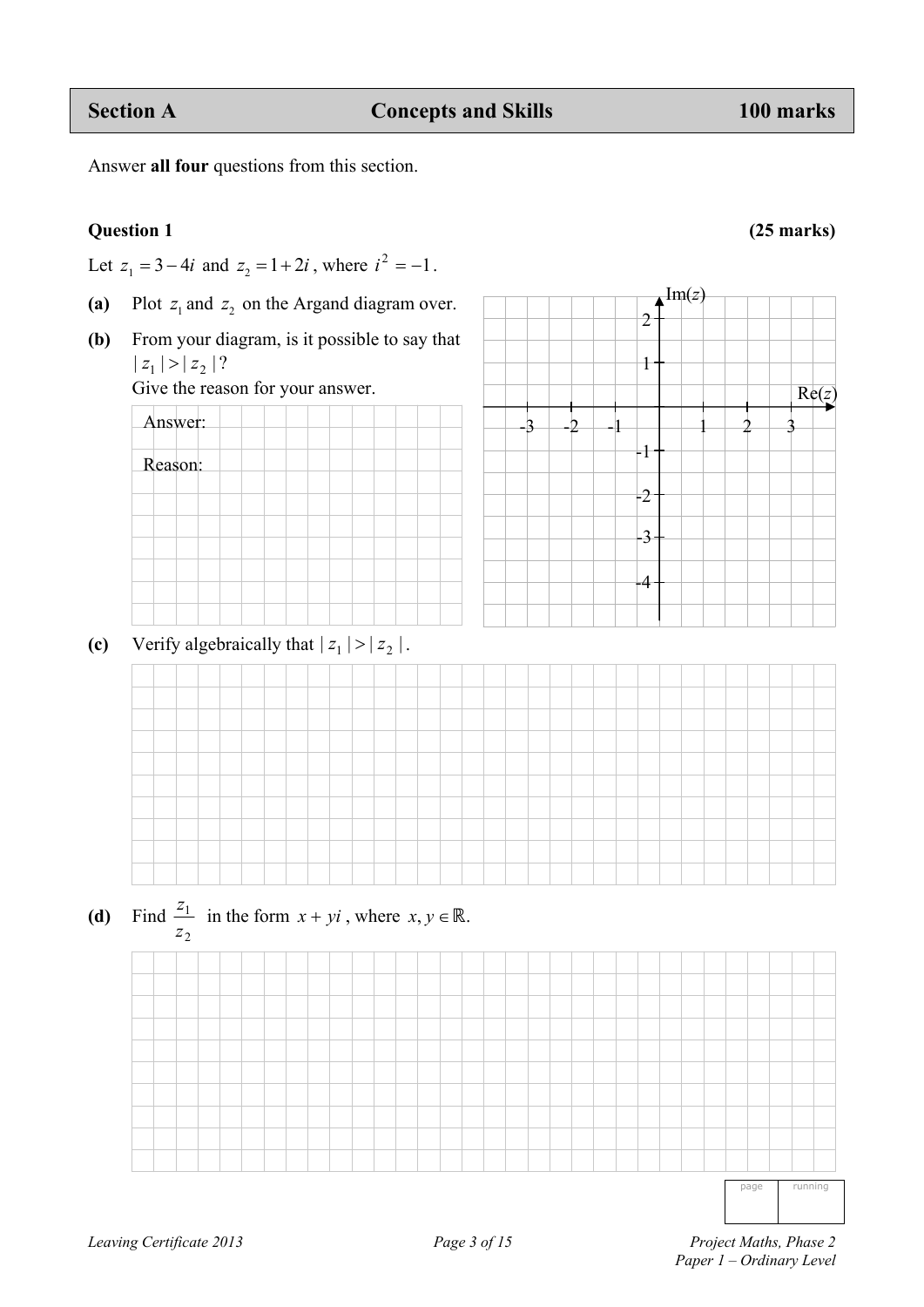| Section A | Concepts and Skills | 100 marks |
|---|---|---|

Answer **all four** questions from this section.

**Question 1** **(25 marks)**

Let $z_1 = 3 - 4i$ and $z_2 = 1 + 2i$, where $i^2 = -1$.

**(a)** Plot $z_1$ and $z_2$ on the Argand diagram over.

**(b)** From your diagram, is it possible to say that $|z_1| > |z_2|$?
Give the reason for your answer.

Answer:

Reason:

Im($z$)

Re($z$)

-3 -2 -1 1 2 3

2 1 -1 -2 -3 -4

**(c)** Verify algebraically that $|z_1| > |z_2|$.

**(d)** Find $\dfrac{z_1}{z_2}$ in the form $x + yi$, where $x, y \in \mathbb{R}$.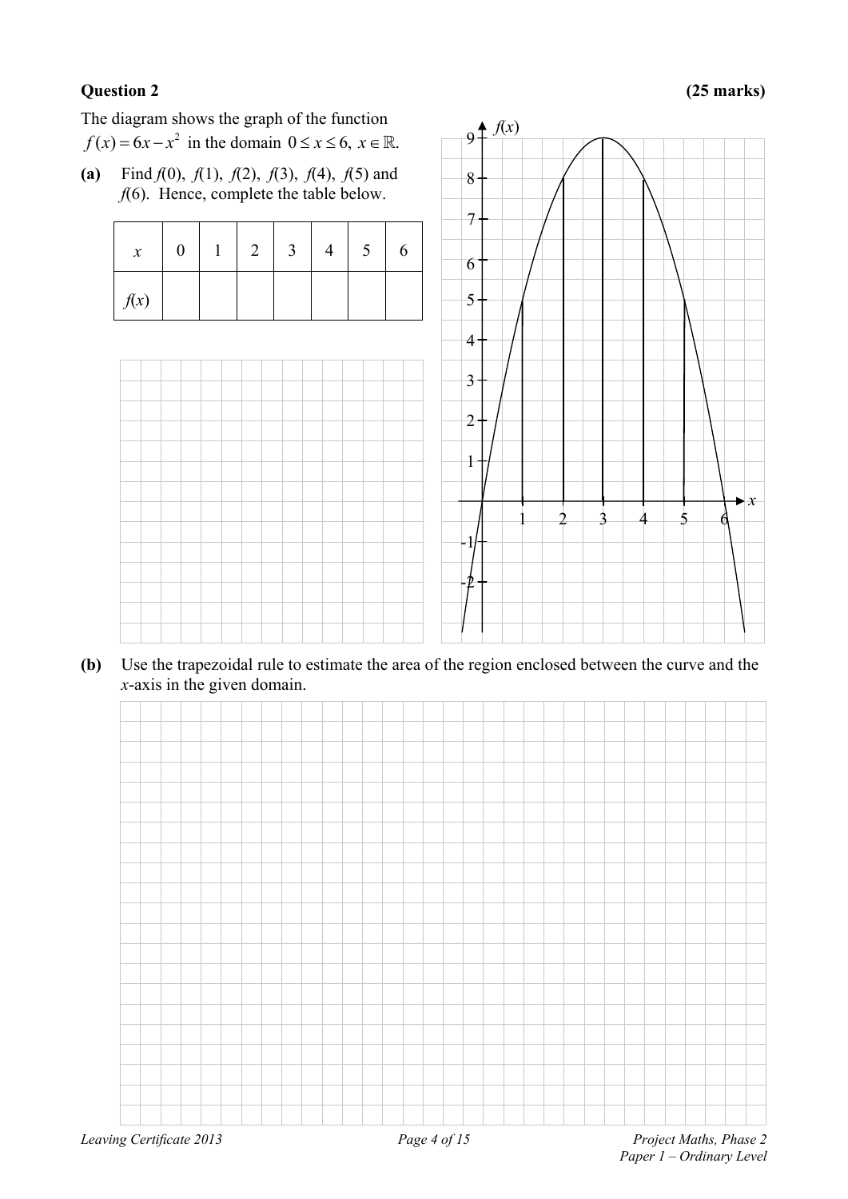**Question 2** **(25 marks)**

The diagram shows the graph of the function $f(x) = 6x - x^2$ in the domain $0 \leq x \leq 6,\ x \in \mathbb{R}$.

**(a)** Find $f(0)$, $f(1)$, $f(2)$, $f(3)$, $f(4)$, $f(5)$ and $f(6)$. Hence, complete the table below.

| $x$ | 0 | 1 | 2 | 3 | 4 | 5 | 6 |
|---|---|---|---|---|---|---|---|
| $f(x)$ | | | | | | | |

**(b)** Use the trapezoidal rule to estimate the area of the region enclosed between the curve and the $x$-axis in the given domain.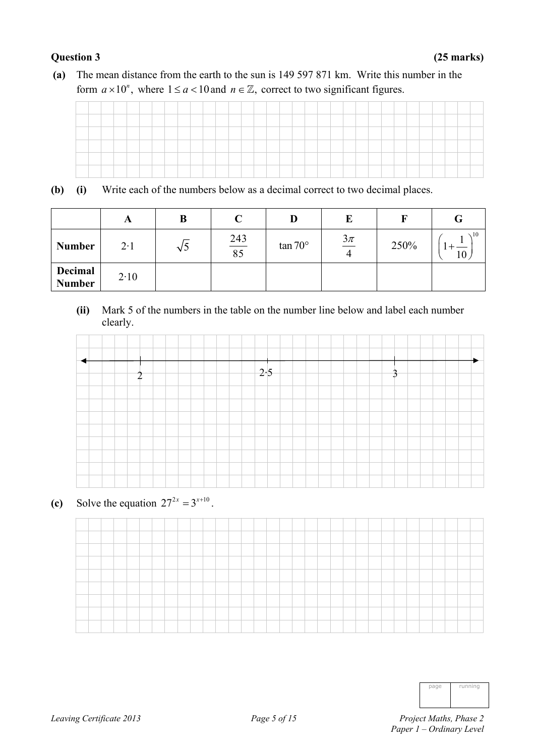**Question 3** **(25 marks)**

**(a)** The mean distance from the earth to the sun is 149 597 871 km. Write this number in the form $a \times 10^n$, where $1 \le a < 10$ and $n \in \mathbb{Z}$, correct to two significant figures.

**(b)** **(i)** Write each of the numbers below as a decimal correct to two decimal places.

| | **A** | **B** | **C** | **D** | **E** | **F** | **G** |
|---|---|---|---|---|---|---|---|
| **Number** | 2·1 | $\sqrt{5}$ | $\frac{243}{85}$ | $\tan 70°$ | $\frac{3\pi}{4}$ | 250% | $\left(1+\frac{1}{10}\right)^{10}$ |
| **Decimal Number** | 2·10 | | | | | | |

**(ii)** Mark 5 of the numbers in the table on the number line below and label each number clearly.

2 &nbsp;&nbsp;&nbsp;&nbsp;&nbsp;&nbsp;&nbsp;&nbsp; 2·5 &nbsp;&nbsp;&nbsp;&nbsp;&nbsp;&nbsp;&nbsp;&nbsp; 3

**(c)** Solve the equation $27^{2x} = 3^{x+10}$.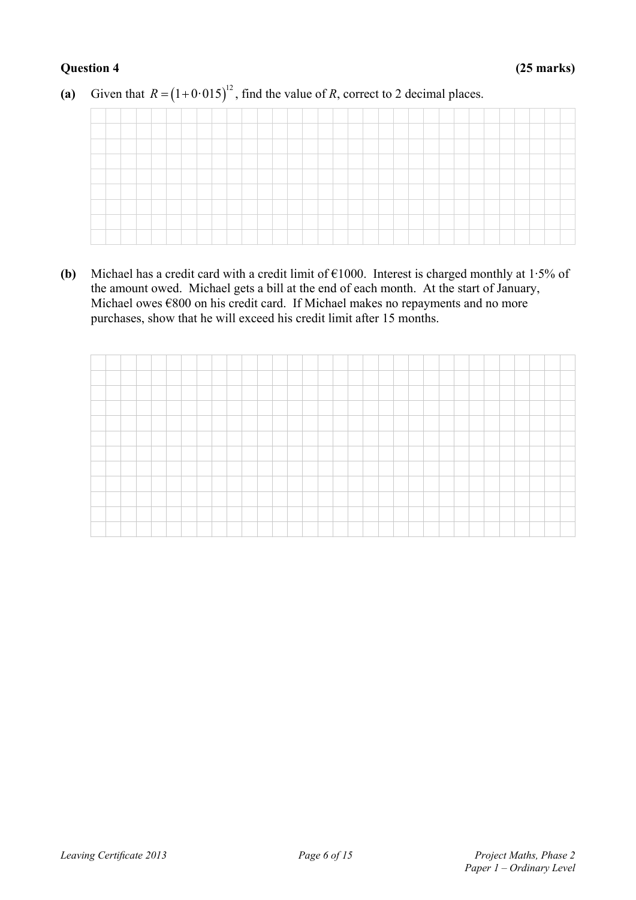**Question 4** **(25 marks)**

**(a)** Given that $R = (1 + 0{\cdot}015)^{12}$, find the value of $R$, correct to 2 decimal places.

**(b)** Michael has a credit card with a credit limit of €1000. Interest is charged monthly at 1·5% of the amount owed. Michael gets a bill at the end of each month. At the start of January, Michael owes €800 on his credit card. If Michael makes no repayments and no more purchases, show that he will exceed his credit limit after 15 months.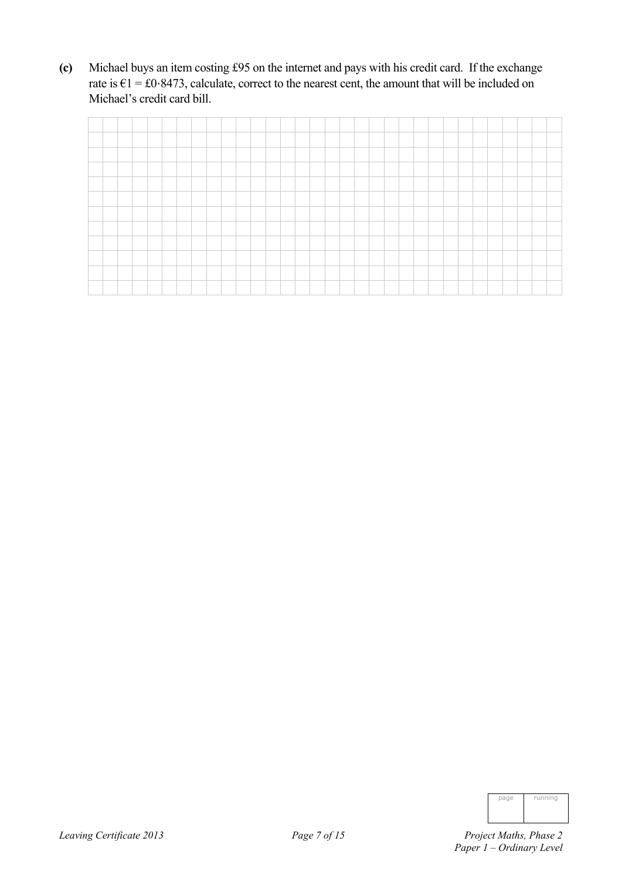**(c)** Michael buys an item costing £95 on the internet and pays with his credit card. If the exchange rate is €1 = £0·8473, calculate, correct to the nearest cent, the amount that will be included on Michael's credit card bill.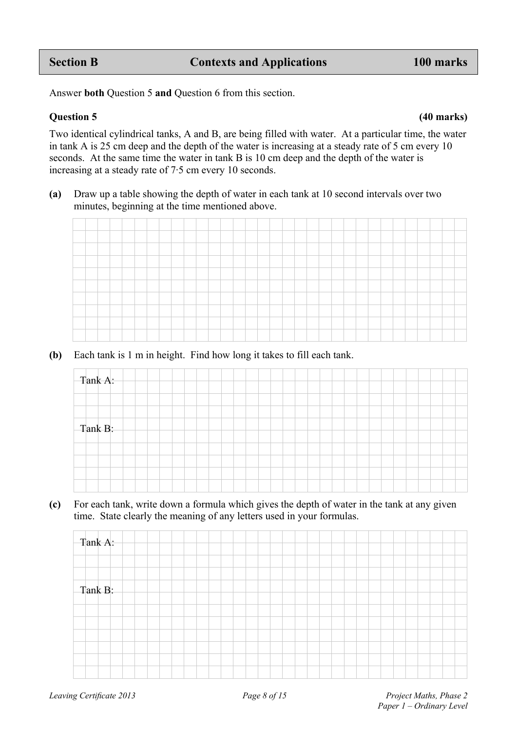| Section B | Contexts and Applications | 100 marks |
|---|---|---|

Answer **both** Question 5 **and** Question 6 from this section.

**Question 5** **(40 marks)**

Two identical cylindrical tanks, A and B, are being filled with water. At a particular time, the water in tank A is 25 cm deep and the depth of the water is increasing at a steady rate of 5 cm every 10 seconds. At the same time the water in tank B is 10 cm deep and the depth of the water is increasing at a steady rate of 7·5 cm every 10 seconds.

**(a)** Draw up a table showing the depth of water in each tank at 10 second intervals over two minutes, beginning at the time mentioned above.

**(b)** Each tank is 1 m in height. Find how long it takes to fill each tank.

Tank A:

Tank B:

**(c)** For each tank, write down a formula which gives the depth of water in the tank at any given time. State clearly the meaning of any letters used in your formulas.

Tank A:

Tank B: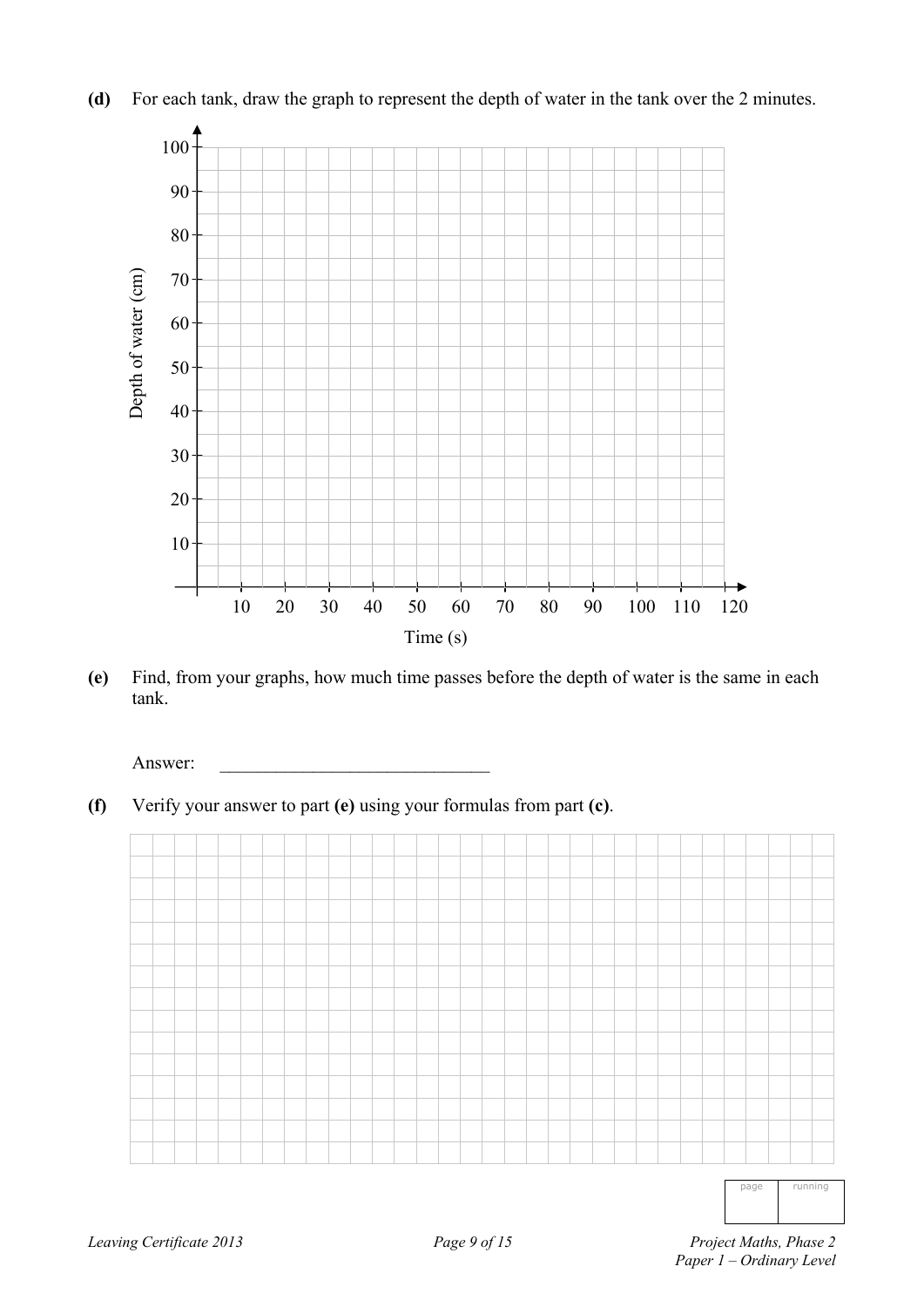**(d)** For each tank, draw the graph to represent the depth of water in the tank over the 2 minutes.

Depth of water (cm)

100, 90, 80, 70, 60, 50, 40, 30, 20, 10

10 20 30 40 50 60 70 80 90 100 110 120

Time (s)

**(e)** Find, from your graphs, how much time passes before the depth of water is the same in each tank.

Answer: \_\_\_\_\_\_\_\_\_\_\_\_\_\_\_\_\_\_\_\_\_\_\_\_\_\_\_\_\_\_

**(f)** Verify your answer to part **(e)** using your formulas from part **(c)**.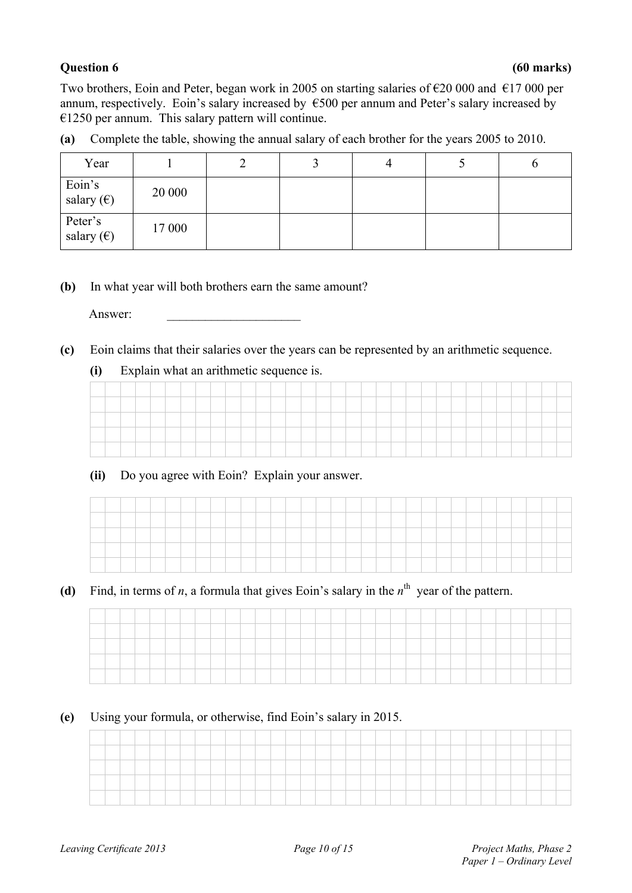**Question 6 (60 marks)**

Two brothers, Eoin and Peter, began work in 2005 on starting salaries of €20 000 and €17 000 per annum, respectively. Eoin's salary increased by €500 per annum and Peter's salary increased by €1250 per annum. This salary pattern will continue.

**(a)** Complete the table, showing the annual salary of each brother for the years 2005 to 2010.

| Year | 1 | 2 | 3 | 4 | 5 | 6 |
|---|---|---|---|---|---|---|
| Eoin's salary (€) | 20 000 | | | | | |
| Peter's salary (€) | 17 000 | | | | | |

**(b)** In what year will both brothers earn the same amount?

Answer: _____________________

**(c)** Eoin claims that their salaries over the years can be represented by an arithmetic sequence.

**(i)** Explain what an arithmetic sequence is.

**(ii)** Do you agree with Eoin? Explain your answer.

**(d)** Find, in terms of $n$, a formula that gives Eoin's salary in the $n^{\text{th}}$ year of the pattern.

**(e)** Using your formula, or otherwise, find Eoin's salary in 2015.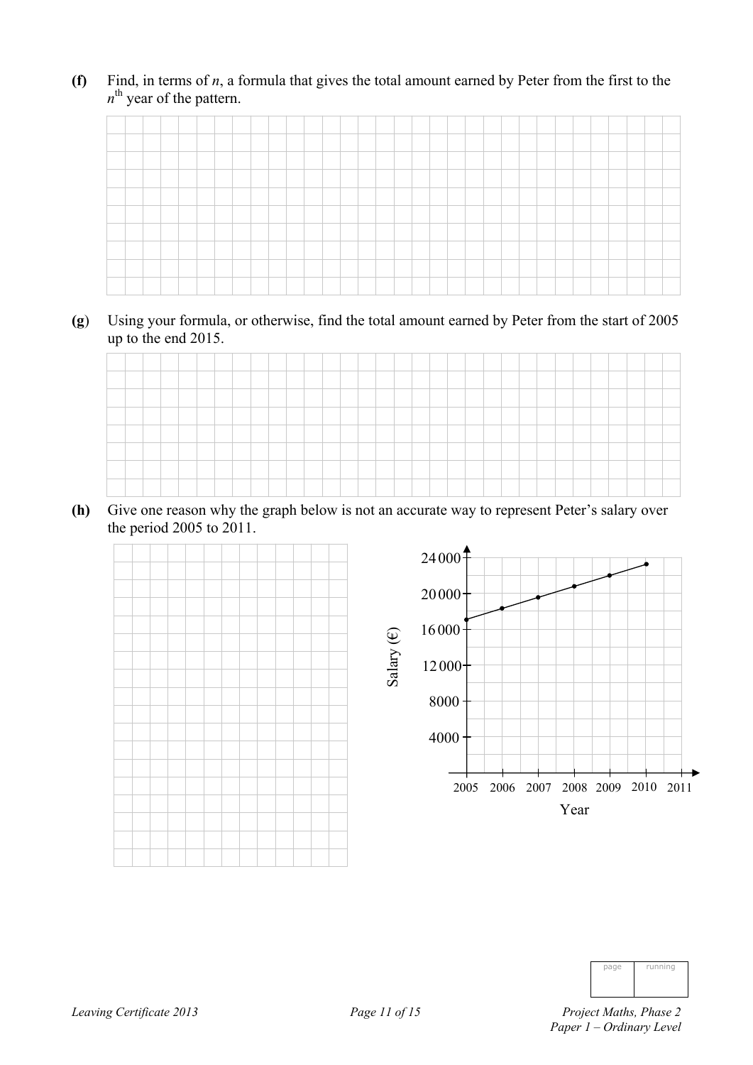**(f)** Find, in terms of $n$, a formula that gives the total amount earned by Peter from the first to the $n^{\text{th}}$ year of the pattern.

**(g)** Using your formula, or otherwise, find the total amount earned by Peter from the start of 2005 up to the end 2015.

**(h)** Give one reason why the graph below is not an accurate way to represent Peter's salary over the period 2005 to 2011.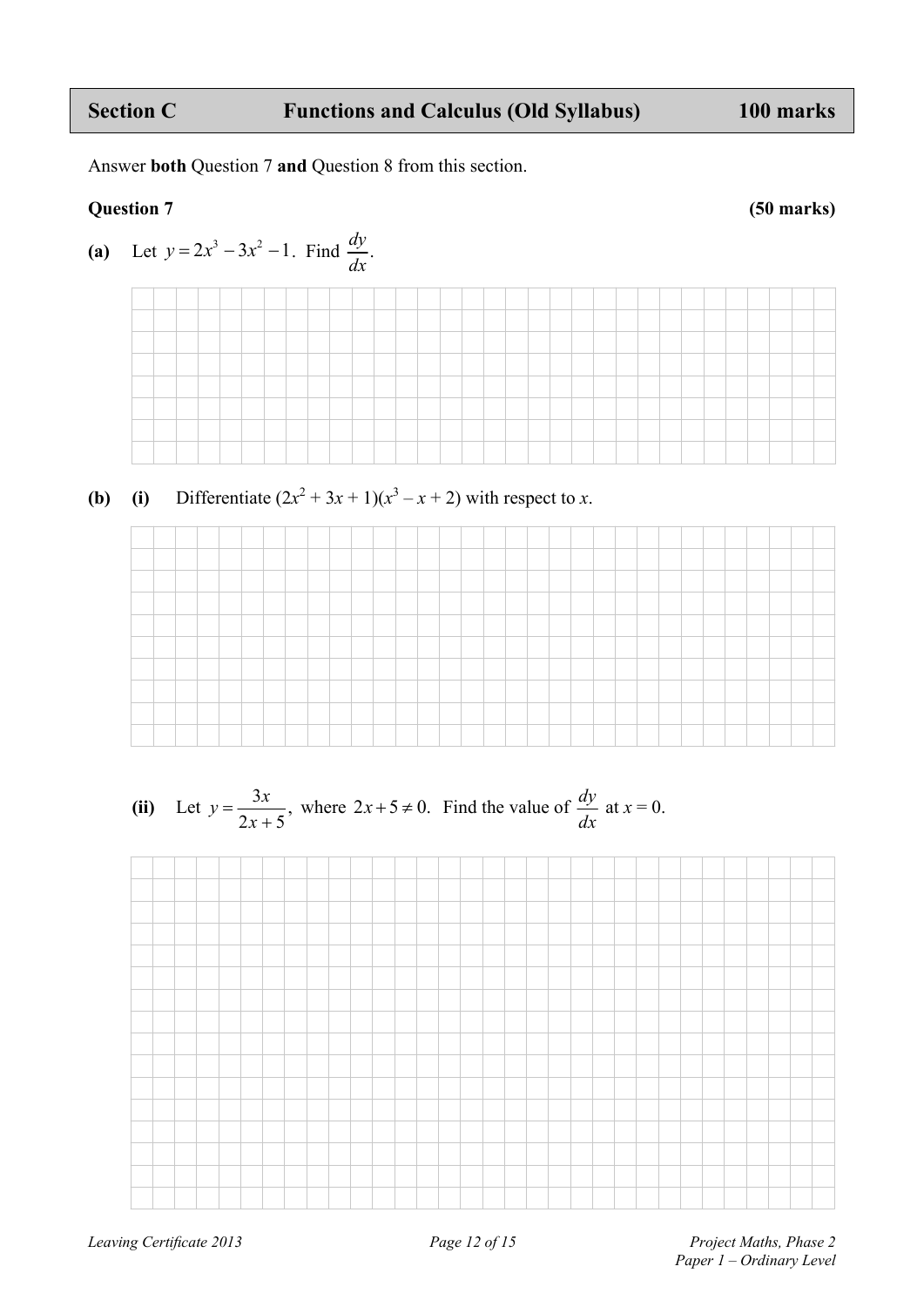## Section C — Functions and Calculus (Old Syllabus) — 100 marks

Answer **both** Question 7 **and** Question 8 from this section.

**Question 7** **(50 marks)**

**(a)** Let $y = 2x^3 - 3x^2 - 1$. Find $\dfrac{dy}{dx}$.

**(b)** **(i)** Differentiate $(2x^2 + 3x + 1)(x^3 - x + 2)$ with respect to $x$.

**(ii)** Let $y = \dfrac{3x}{2x+5}$, where $2x + 5 \neq 0$. Find the value of $\dfrac{dy}{dx}$ at $x = 0$.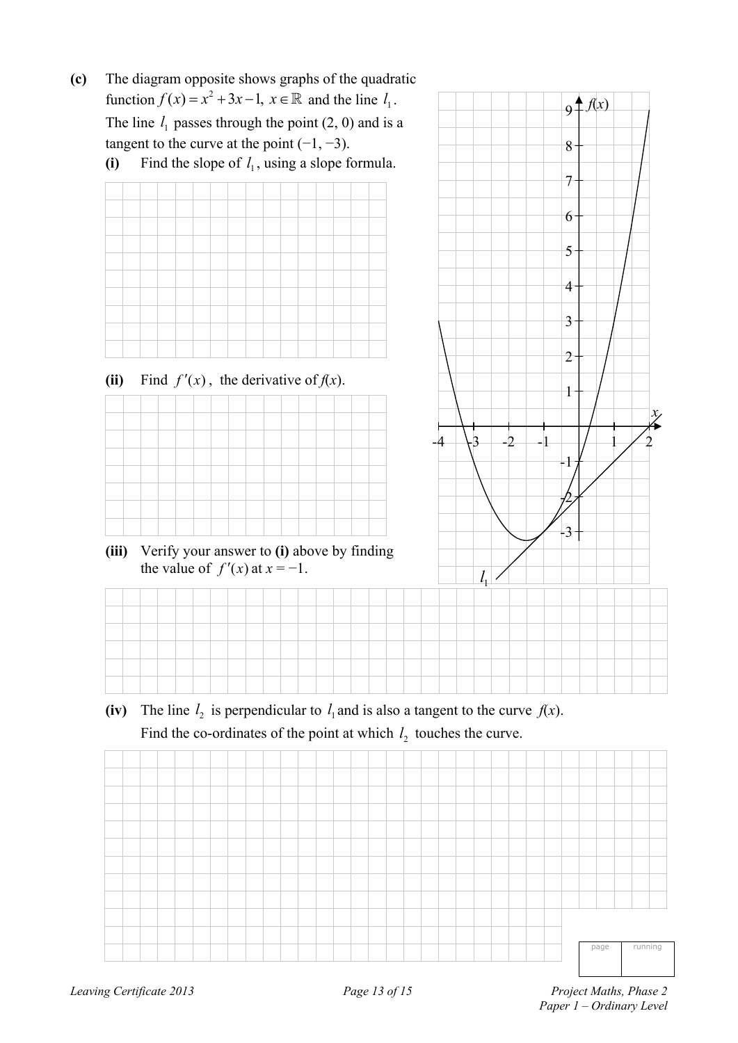**(c)** The diagram opposite shows graphs of the quadratic function $f(x) = x^2 + 3x - 1,\ x \in \mathbb{R}$ and the line $l_1$. The line $l_1$ passes through the point (2, 0) and is a tangent to the curve at the point (−1, −3).

**(i)** Find the slope of $l_1$, using a slope formula.

**(ii)** Find $f'(x)$, the derivative of $f(x)$.

**(iii)** Verify your answer to **(i)** above by finding the value of $f'(x)$ at $x = -1$.

**(iv)** The line $l_2$ is perpendicular to $l_1$ and is also a tangent to the curve $f(x)$. Find the co-ordinates of the point at which $l_2$ touches the curve.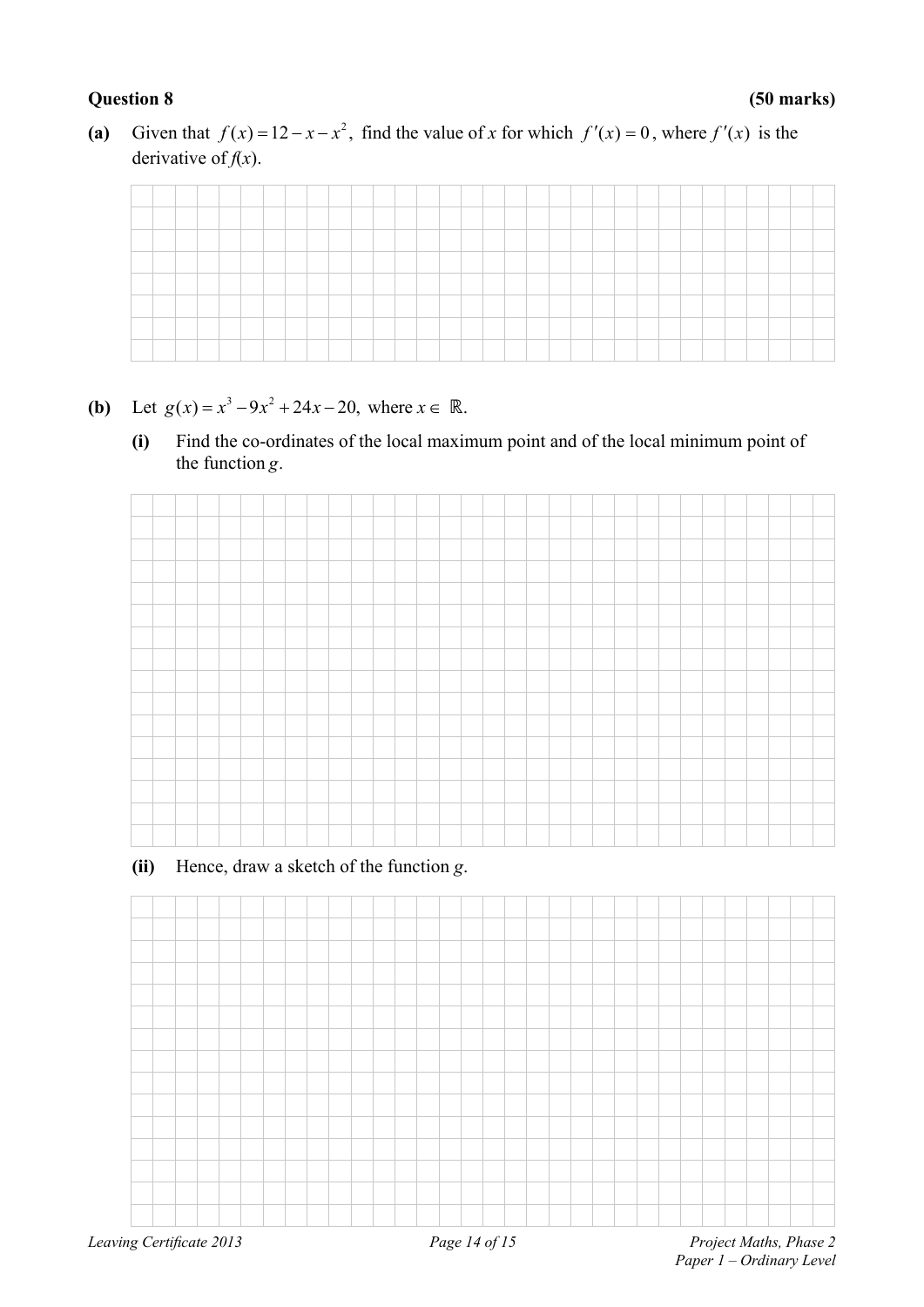**Question 8** **(50 marks)**

**(a)** Given that $f(x) = 12 - x - x^2$, find the value of $x$ for which $f'(x) = 0$, where $f'(x)$ is the derivative of $f(x)$.

**(b)** Let $g(x) = x^3 - 9x^2 + 24x - 20,$ where $x \in \mathbb{R}$.

**(i)** Find the co-ordinates of the local maximum point and of the local minimum point of the function $g$.

**(ii)** Hence, draw a sketch of the function $g$.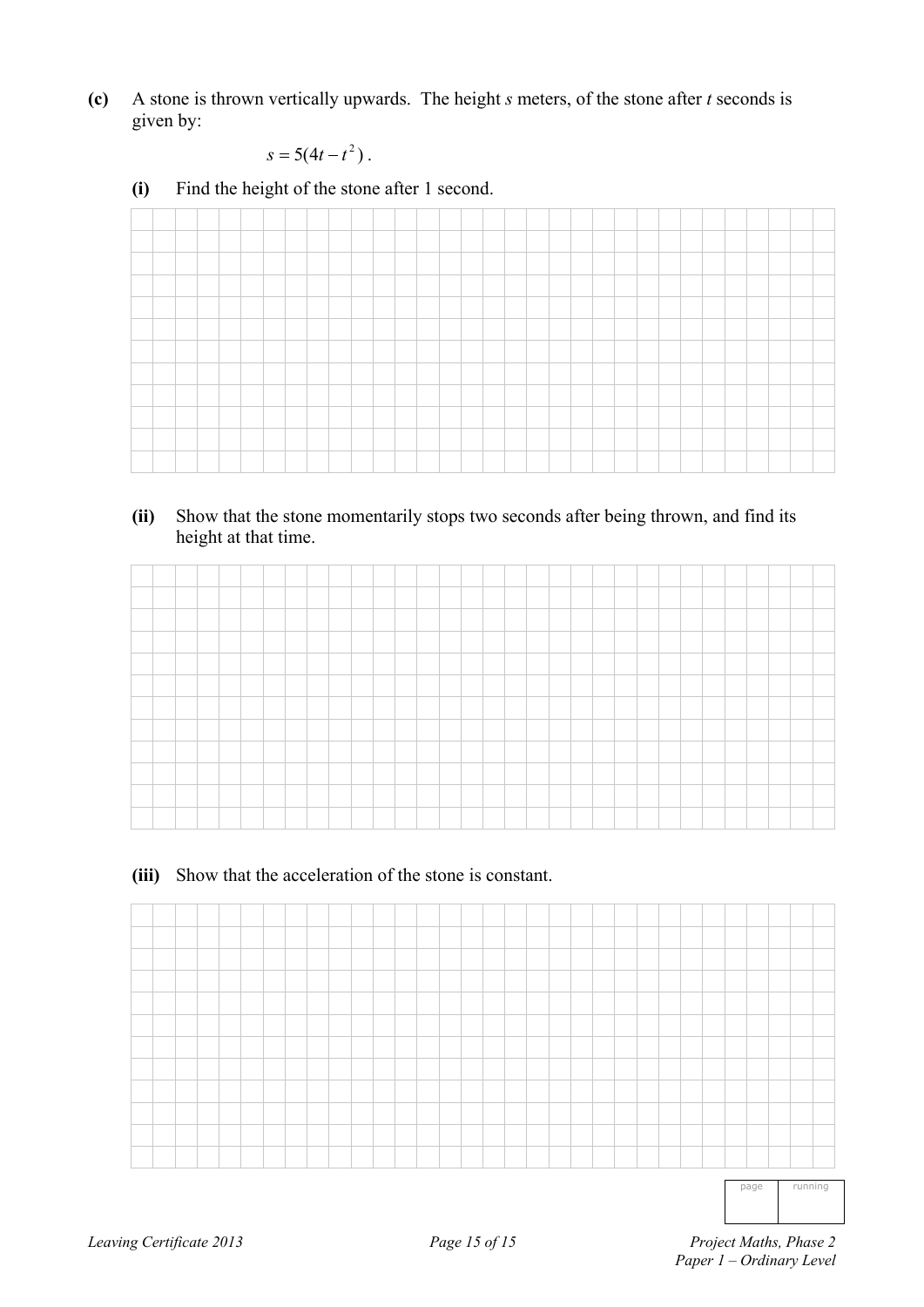**(c)** A stone is thrown vertically upwards. The height $s$ meters, of the stone after $t$ seconds is given by:

$$s = 5(4t - t^2).$$

**(i)** Find the height of the stone after 1 second.

**(ii)** Show that the stone momentarily stops two seconds after being thrown, and find its height at that time.

**(iii)** Show that the acceleration of the stone is constant.

| page | running |
|---|---|
| | |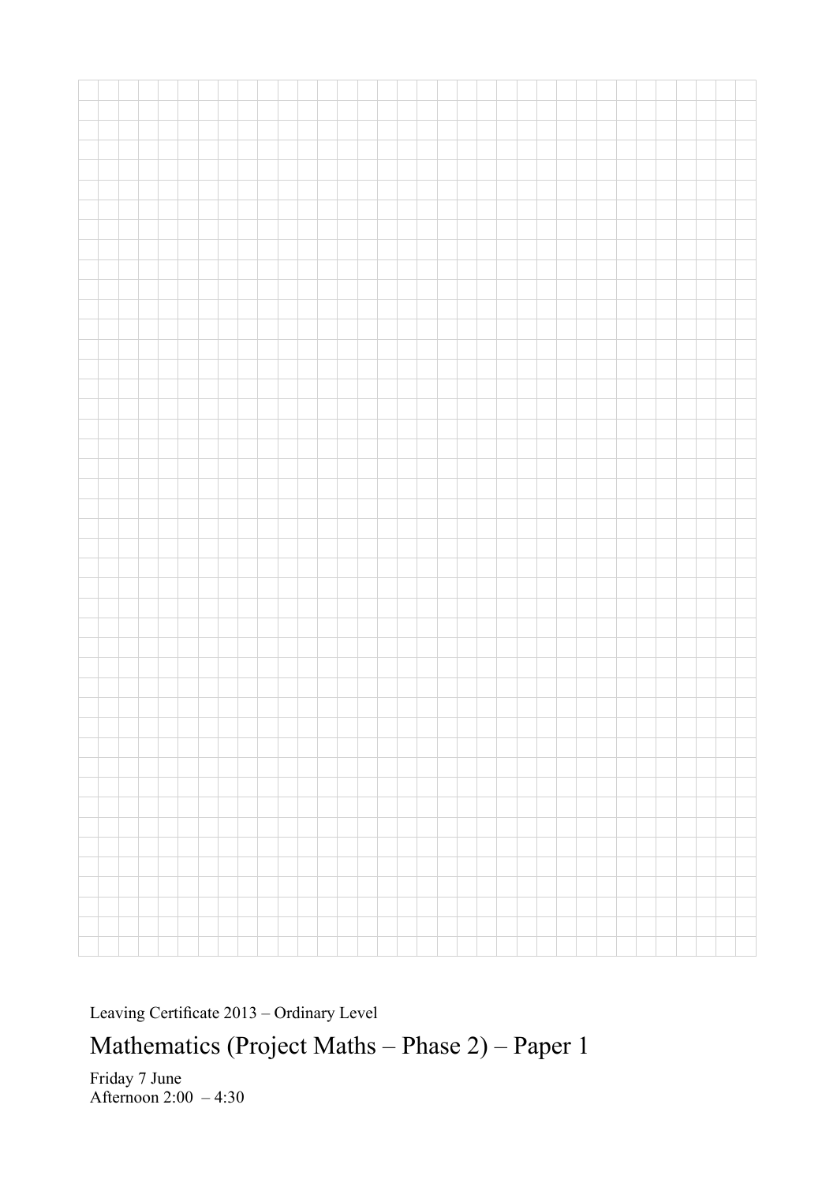Leaving Certificate 2013 – Ordinary Level

Mathematics (Project Maths – Phase 2) – Paper 1

Friday 7 June
Afternoon 2:00 – 4:30